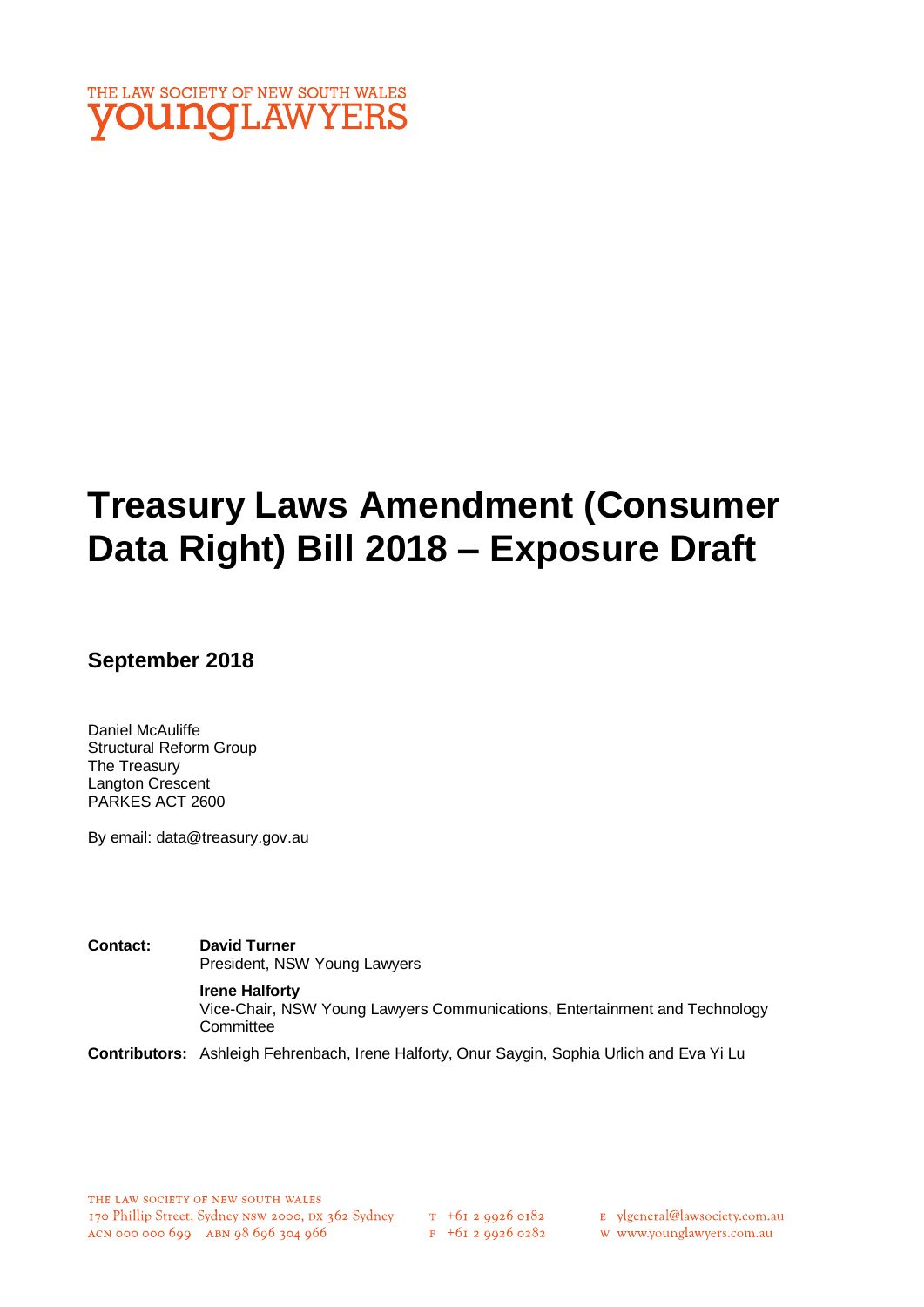THE LAW SOCIETY OF NEW SOUTH WALES
young LAWYERS

# Treasury Laws Amendment (Consumer Data Right) Bill 2018 – Exposure Draft

## September 2018

Daniel McAuliffe
Structural Reform Group
The Treasury
Langton Crescent
PARKES ACT 2600

By email: data@treasury.gov.au

**Contact:** **David Turner**
President, NSW Young Lawyers

**Irene Halforty**
Vice-Chair, NSW Young Lawyers Communications, Entertainment and Technology Committee

**Contributors:** Ashleigh Fehrenbach, Irene Halforty, Onur Saygin, Sophia Urlich and Eva Yi Lu

THE LAW SOCIETY OF NEW SOUTH WALES
170 Phillip Street, Sydney NSW 2000, DX 362 Sydney
ACN 000 000 699 ABN 98 696 304 966

T +61 2 9926 0182
F +61 2 9926 0282

E ylgeneral@lawsociety.com.au
W www.younglawyers.com.au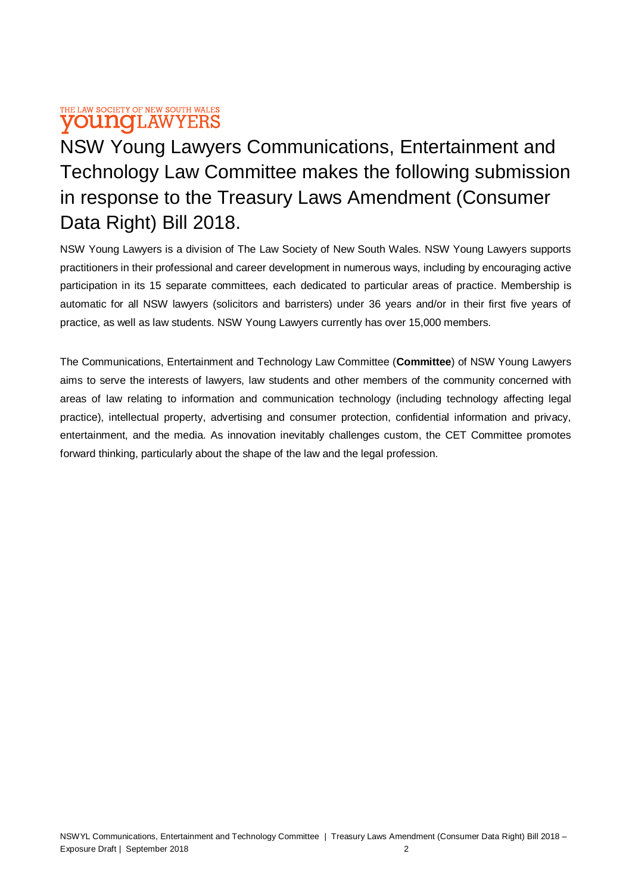THE LAW SOCIETY OF NEW SOUTH WALES
**young**LAWYERS

# NSW Young Lawyers Communications, Entertainment and Technology Law Committee makes the following submission in response to the Treasury Laws Amendment (Consumer Data Right) Bill 2018.

NSW Young Lawyers is a division of The Law Society of New South Wales. NSW Young Lawyers supports practitioners in their professional and career development in numerous ways, including by encouraging active participation in its 15 separate committees, each dedicated to particular areas of practice. Membership is automatic for all NSW lawyers (solicitors and barristers) under 36 years and/or in their first five years of practice, as well as law students. NSW Young Lawyers currently has over 15,000 members.

The Communications, Entertainment and Technology Law Committee (**Committee**) of NSW Young Lawyers aims to serve the interests of lawyers, law students and other members of the community concerned with areas of law relating to information and communication technology (including technology affecting legal practice), intellectual property, advertising and consumer protection, confidential information and privacy, entertainment, and the media. As innovation inevitably challenges custom, the CET Committee promotes forward thinking, particularly about the shape of the law and the legal profession.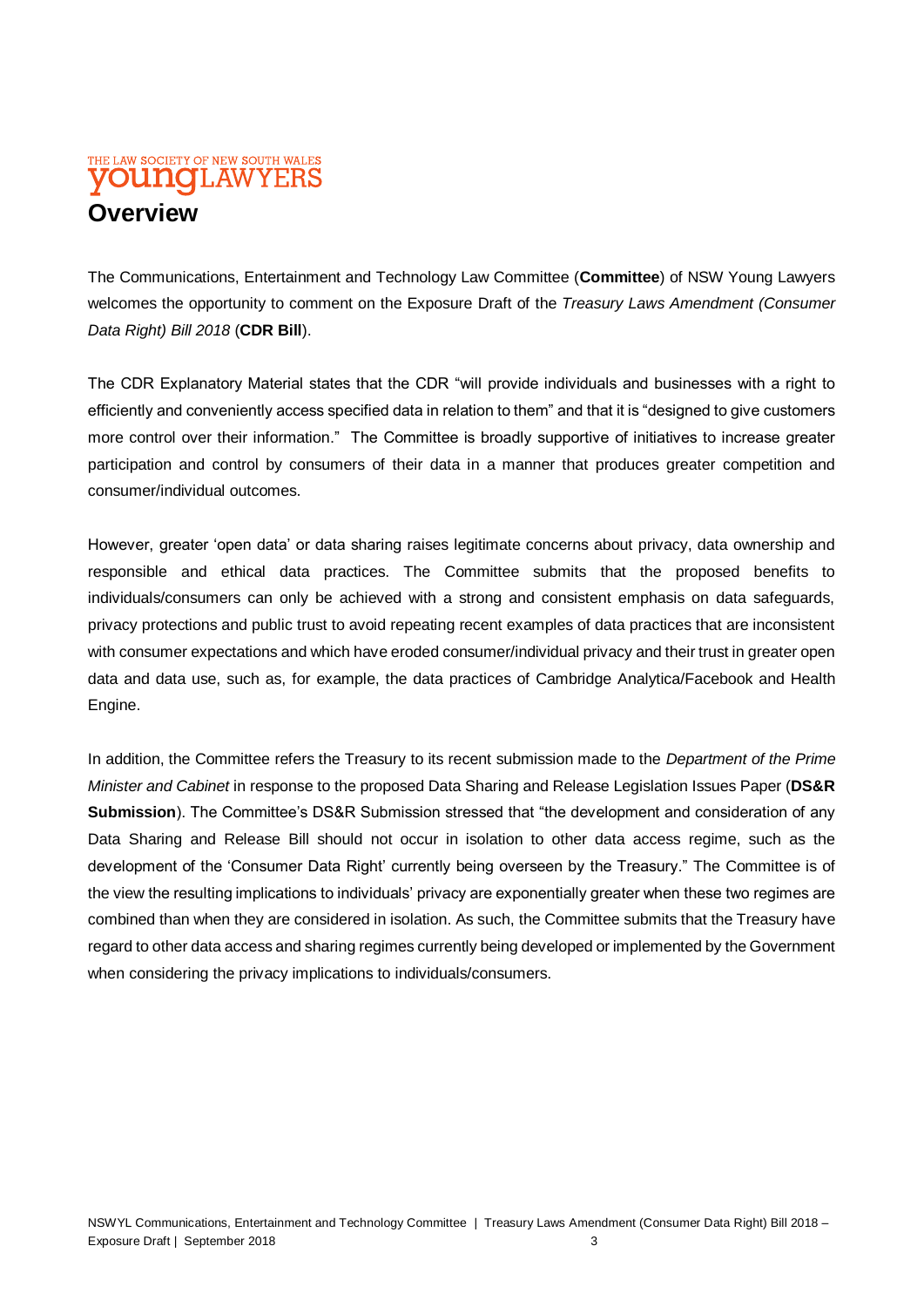# Overview

The Communications, Entertainment and Technology Law Committee (**Committee**) of NSW Young Lawyers welcomes the opportunity to comment on the Exposure Draft of the *Treasury Laws Amendment (Consumer Data Right) Bill 2018* (**CDR Bill**).

The CDR Explanatory Material states that the CDR "will provide individuals and businesses with a right to efficiently and conveniently access specified data in relation to them" and that it is "designed to give customers more control over their information." The Committee is broadly supportive of initiatives to increase greater participation and control by consumers of their data in a manner that produces greater competition and consumer/individual outcomes.

However, greater 'open data' or data sharing raises legitimate concerns about privacy, data ownership and responsible and ethical data practices. The Committee submits that the proposed benefits to individuals/consumers can only be achieved with a strong and consistent emphasis on data safeguards, privacy protections and public trust to avoid repeating recent examples of data practices that are inconsistent with consumer expectations and which have eroded consumer/individual privacy and their trust in greater open data and data use, such as, for example, the data practices of Cambridge Analytica/Facebook and Health Engine.

In addition, the Committee refers the Treasury to its recent submission made to the *Department of the Prime Minister and Cabinet* in response to the proposed Data Sharing and Release Legislation Issues Paper (**DS&R Submission**). The Committee's DS&R Submission stressed that "the development and consideration of any Data Sharing and Release Bill should not occur in isolation to other data access regime, such as the development of the 'Consumer Data Right' currently being overseen by the Treasury." The Committee is of the view the resulting implications to individuals' privacy are exponentially greater when these two regimes are combined than when they are considered in isolation. As such, the Committee submits that the Treasury have regard to other data access and sharing regimes currently being developed or implemented by the Government when considering the privacy implications to individuals/consumers.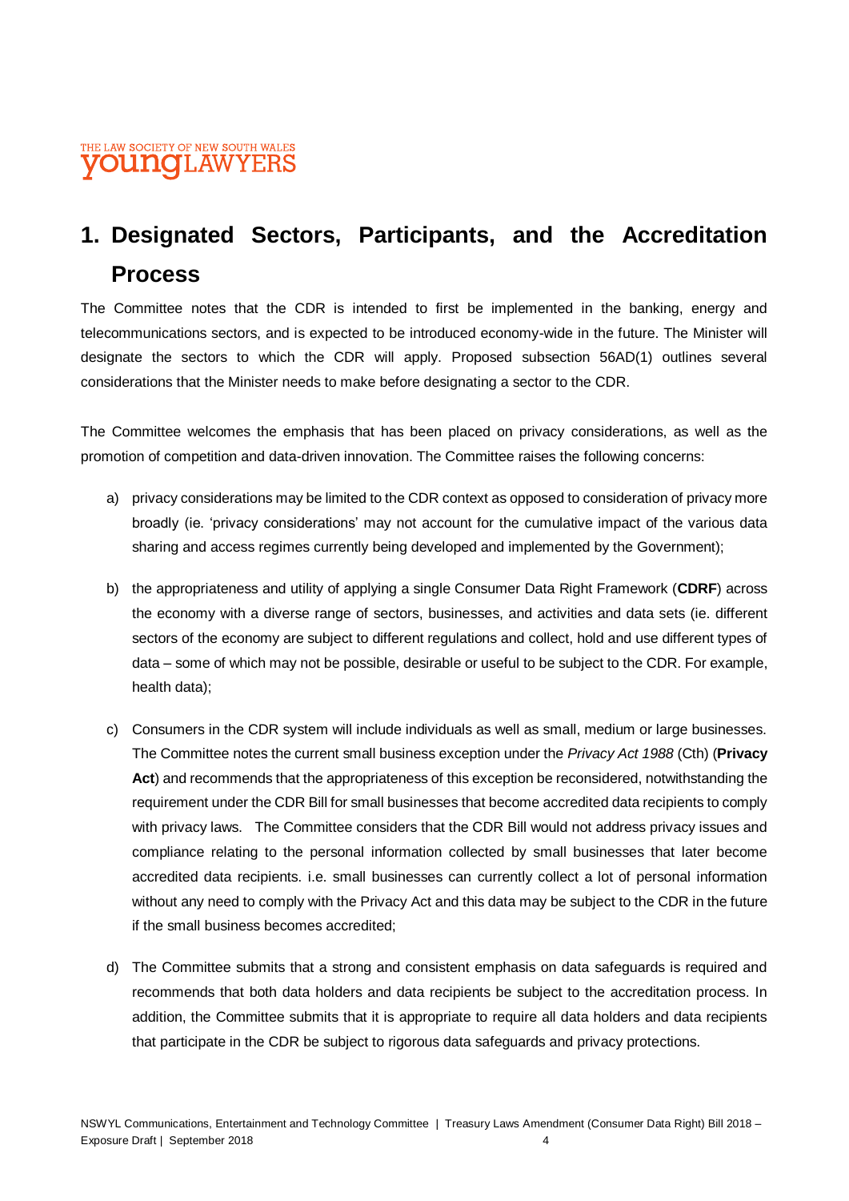# 1. Designated Sectors, Participants, and the Accreditation Process

The Committee notes that the CDR is intended to first be implemented in the banking, energy and telecommunications sectors, and is expected to be introduced economy-wide in the future. The Minister will designate the sectors to which the CDR will apply. Proposed subsection 56AD(1) outlines several considerations that the Minister needs to make before designating a sector to the CDR.

The Committee welcomes the emphasis that has been placed on privacy considerations, as well as the promotion of competition and data-driven innovation. The Committee raises the following concerns:

a) privacy considerations may be limited to the CDR context as opposed to consideration of privacy more broadly (ie. 'privacy considerations' may not account for the cumulative impact of the various data sharing and access regimes currently being developed and implemented by the Government);

b) the appropriateness and utility of applying a single Consumer Data Right Framework (**CDRF**) across the economy with a diverse range of sectors, businesses, and activities and data sets (ie. different sectors of the economy are subject to different regulations and collect, hold and use different types of data – some of which may not be possible, desirable or useful to be subject to the CDR. For example, health data);

c) Consumers in the CDR system will include individuals as well as small, medium or large businesses. The Committee notes the current small business exception under the *Privacy Act 1988* (Cth) (**Privacy Act**) and recommends that the appropriateness of this exception be reconsidered, notwithstanding the requirement under the CDR Bill for small businesses that become accredited data recipients to comply with privacy laws. The Committee considers that the CDR Bill would not address privacy issues and compliance relating to the personal information collected by small businesses that later become accredited data recipients. i.e. small businesses can currently collect a lot of personal information without any need to comply with the Privacy Act and this data may be subject to the CDR in the future if the small business becomes accredited;

d) The Committee submits that a strong and consistent emphasis on data safeguards is required and recommends that both data holders and data recipients be subject to the accreditation process. In addition, the Committee submits that it is appropriate to require all data holders and data recipients that participate in the CDR be subject to rigorous data safeguards and privacy protections.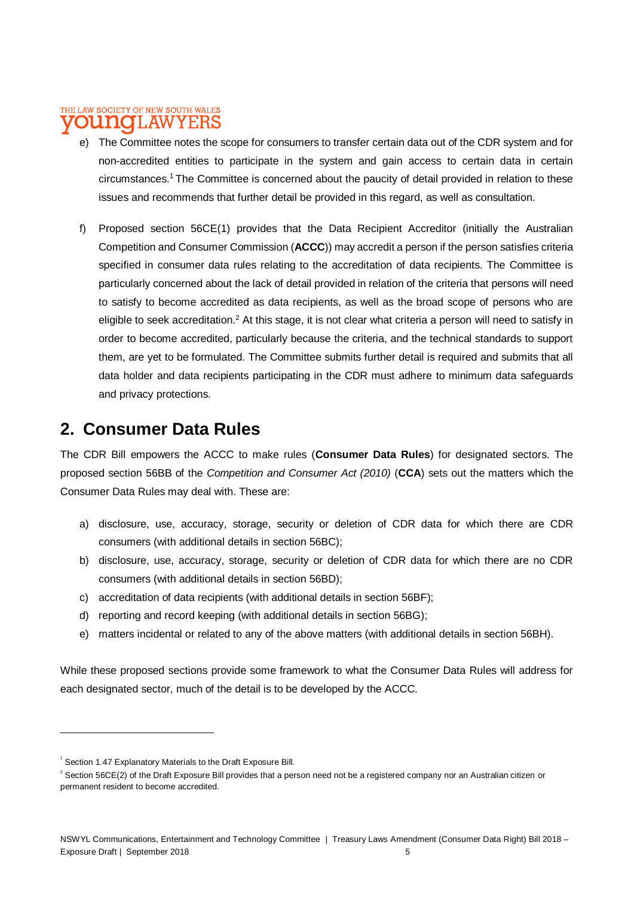e) The Committee notes the scope for consumers to transfer certain data out of the CDR system and for non-accredited entities to participate in the system and gain access to certain data in certain circumstances.[1] The Committee is concerned about the paucity of detail provided in relation to these issues and recommends that further detail be provided in this regard, as well as consultation.

f) Proposed section 56CE(1) provides that the Data Recipient Accreditor (initially the Australian Competition and Consumer Commission (**ACCC**)) may accredit a person if the person satisfies criteria specified in consumer data rules relating to the accreditation of data recipients. The Committee is particularly concerned about the lack of detail provided in relation of the criteria that persons will need to satisfy to become accredited as data recipients, as well as the broad scope of persons who are eligible to seek accreditation.[2] At this stage, it is not clear what criteria a person will need to satisfy in order to become accredited, particularly because the criteria, and the technical standards to support them, are yet to be formulated. The Committee submits further detail is required and submits that all data holder and data recipients participating in the CDR must adhere to minimum data safeguards and privacy protections.

## 2. Consumer Data Rules

The CDR Bill empowers the ACCC to make rules (**Consumer Data Rules**) for designated sectors. The proposed section 56BB of the *Competition and Consumer Act (2010)* (**CCA**) sets out the matters which the Consumer Data Rules may deal with. These are:

a) disclosure, use, accuracy, storage, security or deletion of CDR data for which there are CDR consumers (with additional details in section 56BC);
b) disclosure, use, accuracy, storage, security or deletion of CDR data for which there are no CDR consumers (with additional details in section 56BD);
c) accreditation of data recipients (with additional details in section 56BF);
d) reporting and record keeping (with additional details in section 56BG);
e) matters incidental or related to any of the above matters (with additional details in section 56BH).

While these proposed sections provide some framework to what the Consumer Data Rules will address for each designated sector, much of the detail is to be developed by the ACCC.

---

[1] Section 1.47 Explanatory Materials to the Draft Exposure Bill.

[2] Section 56CE(2) of the Draft Exposure Bill provides that a person need not be a registered company nor an Australian citizen or permanent resident to become accredited.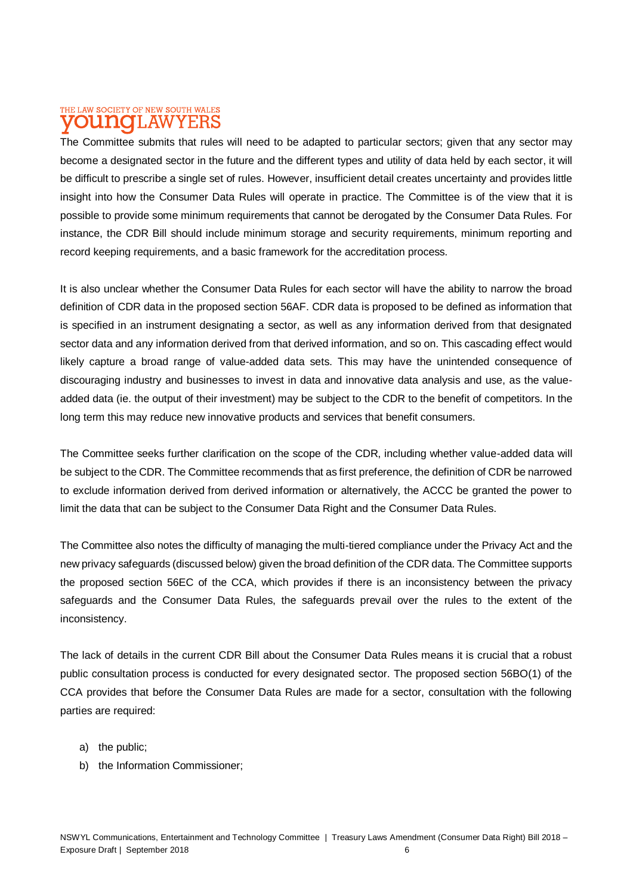The Committee submits that rules will need to be adapted to particular sectors; given that any sector may become a designated sector in the future and the different types and utility of data held by each sector, it will be difficult to prescribe a single set of rules. However, insufficient detail creates uncertainty and provides little insight into how the Consumer Data Rules will operate in practice. The Committee is of the view that it is possible to provide some minimum requirements that cannot be derogated by the Consumer Data Rules. For instance, the CDR Bill should include minimum storage and security requirements, minimum reporting and record keeping requirements, and a basic framework for the accreditation process.

It is also unclear whether the Consumer Data Rules for each sector will have the ability to narrow the broad definition of CDR data in the proposed section 56AF. CDR data is proposed to be defined as information that is specified in an instrument designating a sector, as well as any information derived from that designated sector data and any information derived from that derived information, and so on. This cascading effect would likely capture a broad range of value-added data sets. This may have the unintended consequence of discouraging industry and businesses to invest in data and innovative data analysis and use, as the value-added data (ie. the output of their investment) may be subject to the CDR to the benefit of competitors. In the long term this may reduce new innovative products and services that benefit consumers.

The Committee seeks further clarification on the scope of the CDR, including whether value-added data will be subject to the CDR. The Committee recommends that as first preference, the definition of CDR be narrowed to exclude information derived from derived information or alternatively, the ACCC be granted the power to limit the data that can be subject to the Consumer Data Right and the Consumer Data Rules.

The Committee also notes the difficulty of managing the multi-tiered compliance under the Privacy Act and the new privacy safeguards (discussed below) given the broad definition of the CDR data. The Committee supports the proposed section 56EC of the CCA, which provides if there is an inconsistency between the privacy safeguards and the Consumer Data Rules, the safeguards prevail over the rules to the extent of the inconsistency.

The lack of details in the current CDR Bill about the Consumer Data Rules means it is crucial that a robust public consultation process is conducted for every designated sector. The proposed section 56BO(1) of the CCA provides that before the Consumer Data Rules are made for a sector, consultation with the following parties are required:

a) the public;
b) the Information Commissioner;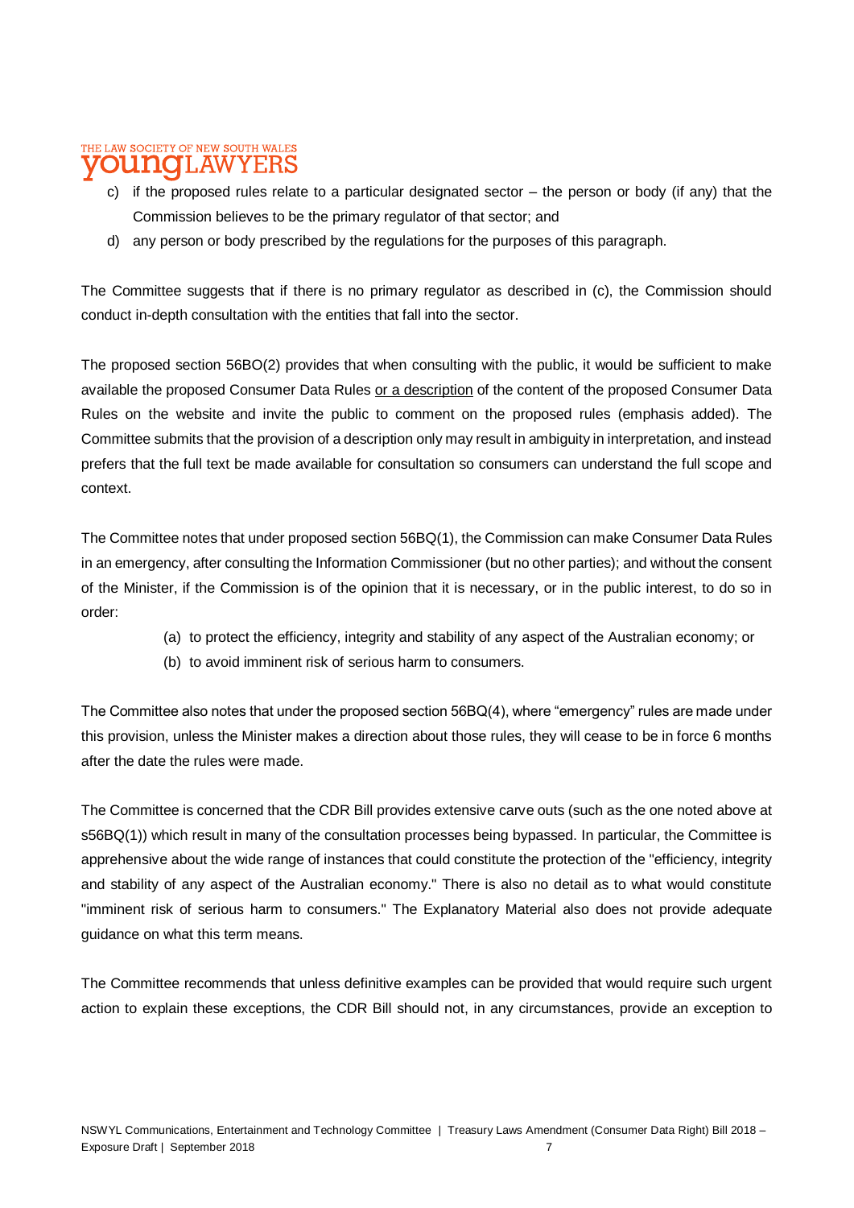c) if the proposed rules relate to a particular designated sector – the person or body (if any) that the Commission believes to be the primary regulator of that sector; and

d) any person or body prescribed by the regulations for the purposes of this paragraph.

The Committee suggests that if there is no primary regulator as described in (c), the Commission should conduct in-depth consultation with the entities that fall into the sector.

The proposed section 56BO(2) provides that when consulting with the public, it would be sufficient to make available the proposed Consumer Data Rules <u>or a description</u> of the content of the proposed Consumer Data Rules on the website and invite the public to comment on the proposed rules (emphasis added). The Committee submits that the provision of a description only may result in ambiguity in interpretation, and instead prefers that the full text be made available for consultation so consumers can understand the full scope and context.

The Committee notes that under proposed section 56BQ(1), the Commission can make Consumer Data Rules in an emergency, after consulting the Information Commissioner (but no other parties); and without the consent of the Minister, if the Commission is of the opinion that it is necessary, or in the public interest, to do so in order:

(a) to protect the efficiency, integrity and stability of any aspect of the Australian economy; or

(b) to avoid imminent risk of serious harm to consumers.

The Committee also notes that under the proposed section 56BQ(4), where "emergency" rules are made under this provision, unless the Minister makes a direction about those rules, they will cease to be in force 6 months after the date the rules were made.

The Committee is concerned that the CDR Bill provides extensive carve outs (such as the one noted above at s56BQ(1)) which result in many of the consultation processes being bypassed. In particular, the Committee is apprehensive about the wide range of instances that could constitute the protection of the "efficiency, integrity and stability of any aspect of the Australian economy." There is also no detail as to what would constitute "imminent risk of serious harm to consumers." The Explanatory Material also does not provide adequate guidance on what this term means.

The Committee recommends that unless definitive examples can be provided that would require such urgent action to explain these exceptions, the CDR Bill should not, in any circumstances, provide an exception to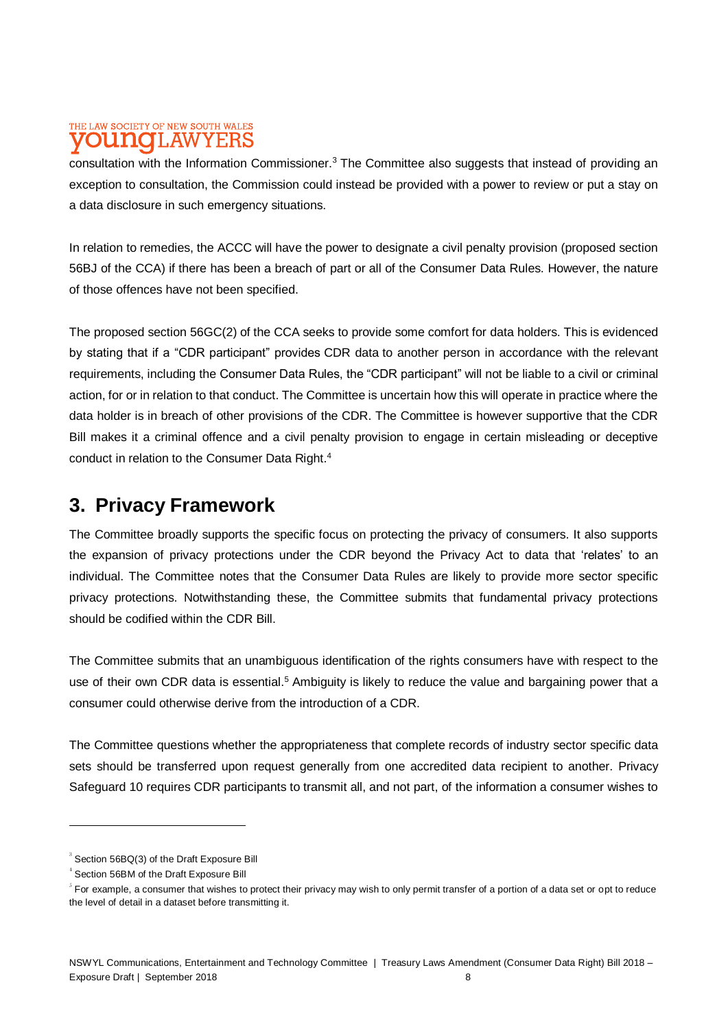consultation with the Information Commissioner.[3] The Committee also suggests that instead of providing an exception to consultation, the Commission could instead be provided with a power to review or put a stay on a data disclosure in such emergency situations.

In relation to remedies, the ACCC will have the power to designate a civil penalty provision (proposed section 56BJ of the CCA) if there has been a breach of part or all of the Consumer Data Rules. However, the nature of those offences have not been specified.

The proposed section 56GC(2) of the CCA seeks to provide some comfort for data holders. This is evidenced by stating that if a "CDR participant" provides CDR data to another person in accordance with the relevant requirements, including the Consumer Data Rules, the "CDR participant" will not be liable to a civil or criminal action, for or in relation to that conduct. The Committee is uncertain how this will operate in practice where the data holder is in breach of other provisions of the CDR. The Committee is however supportive that the CDR Bill makes it a criminal offence and a civil penalty provision to engage in certain misleading or deceptive conduct in relation to the Consumer Data Right.[4]

## 3. Privacy Framework

The Committee broadly supports the specific focus on protecting the privacy of consumers. It also supports the expansion of privacy protections under the CDR beyond the Privacy Act to data that 'relates' to an individual. The Committee notes that the Consumer Data Rules are likely to provide more sector specific privacy protections. Notwithstanding these, the Committee submits that fundamental privacy protections should be codified within the CDR Bill.

The Committee submits that an unambiguous identification of the rights consumers have with respect to the use of their own CDR data is essential.[5] Ambiguity is likely to reduce the value and bargaining power that a consumer could otherwise derive from the introduction of a CDR.

The Committee questions whether the appropriateness that complete records of industry sector specific data sets should be transferred upon request generally from one accredited data recipient to another. Privacy Safeguard 10 requires CDR participants to transmit all, and not part, of the information a consumer wishes to

---

[3] Section 56BQ(3) of the Draft Exposure Bill

[4] Section 56BM of the Draft Exposure Bill

[5] For example, a consumer that wishes to protect their privacy may wish to only permit transfer of a portion of a data set or opt to reduce the level of detail in a dataset before transmitting it.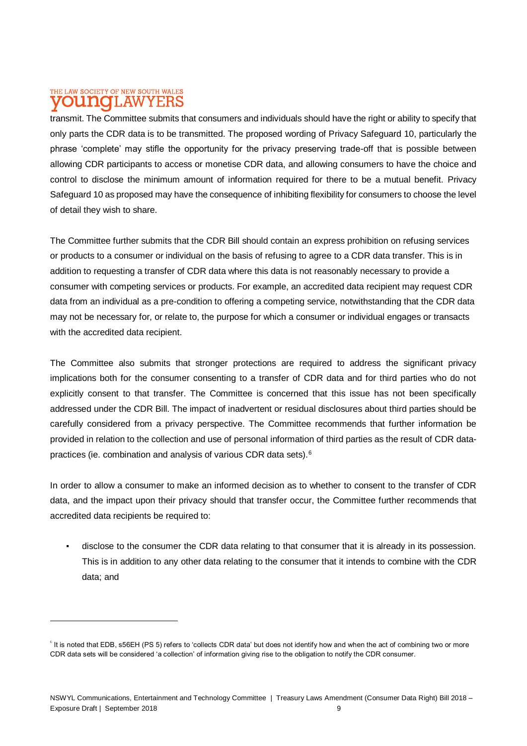transmit. The Committee submits that consumers and individuals should have the right or ability to specify that only parts the CDR data is to be transmitted. The proposed wording of Privacy Safeguard 10, particularly the phrase 'complete' may stifle the opportunity for the privacy preserving trade-off that is possible between allowing CDR participants to access or monetise CDR data, and allowing consumers to have the choice and control to disclose the minimum amount of information required for there to be a mutual benefit. Privacy Safeguard 10 as proposed may have the consequence of inhibiting flexibility for consumers to choose the level of detail they wish to share.

The Committee further submits that the CDR Bill should contain an express prohibition on refusing services or products to a consumer or individual on the basis of refusing to agree to a CDR data transfer. This is in addition to requesting a transfer of CDR data where this data is not reasonably necessary to provide a consumer with competing services or products. For example, an accredited data recipient may request CDR data from an individual as a pre-condition to offering a competing service, notwithstanding that the CDR data may not be necessary for, or relate to, the purpose for which a consumer or individual engages or transacts with the accredited data recipient.

The Committee also submits that stronger protections are required to address the significant privacy implications both for the consumer consenting to a transfer of CDR data and for third parties who do not explicitly consent to that transfer. The Committee is concerned that this issue has not been specifically addressed under the CDR Bill. The impact of inadvertent or residual disclosures about third parties should be carefully considered from a privacy perspective. The Committee recommends that further information be provided in relation to the collection and use of personal information of third parties as the result of CDR data-practices (ie. combination and analysis of various CDR data sets).[6]

In order to allow a consumer to make an informed decision as to whether to consent to the transfer of CDR data, and the impact upon their privacy should that transfer occur, the Committee further recommends that accredited data recipients be required to:

- disclose to the consumer the CDR data relating to that consumer that it is already in its possession. This is in addition to any other data relating to the consumer that it intends to combine with the CDR data; and

---

[6] It is noted that EDB, s56EH (PS 5) refers to 'collects CDR data' but does not identify how and when the act of combining two or more CDR data sets will be considered 'a collection' of information giving rise to the obligation to notify the CDR consumer.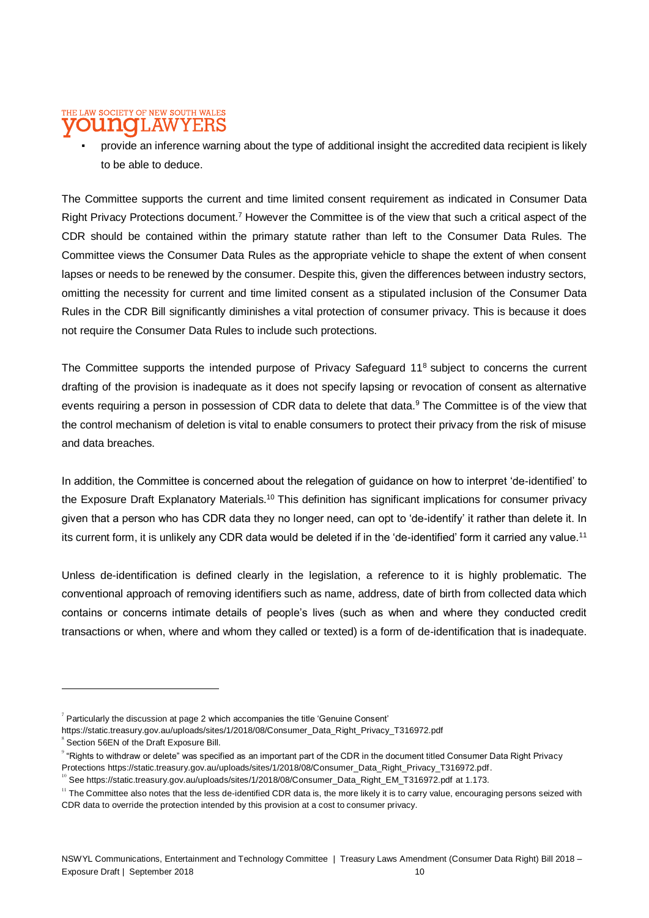- provide an inference warning about the type of additional insight the accredited data recipient is likely to be able to deduce.

The Committee supports the current and time limited consent requirement as indicated in Consumer Data Right Privacy Protections document.[7] However the Committee is of the view that such a critical aspect of the CDR should be contained within the primary statute rather than left to the Consumer Data Rules. The Committee views the Consumer Data Rules as the appropriate vehicle to shape the extent of when consent lapses or needs to be renewed by the consumer. Despite this, given the differences between industry sectors, omitting the necessity for current and time limited consent as a stipulated inclusion of the Consumer Data Rules in the CDR Bill significantly diminishes a vital protection of consumer privacy. This is because it does not require the Consumer Data Rules to include such protections.

The Committee supports the intended purpose of Privacy Safeguard 11[8] subject to concerns the current drafting of the provision is inadequate as it does not specify lapsing or revocation of consent as alternative events requiring a person in possession of CDR data to delete that data.[9] The Committee is of the view that the control mechanism of deletion is vital to enable consumers to protect their privacy from the risk of misuse and data breaches.

In addition, the Committee is concerned about the relegation of guidance on how to interpret 'de-identified' to the Exposure Draft Explanatory Materials.[10] This definition has significant implications for consumer privacy given that a person who has CDR data they no longer need, can opt to 'de-identify' it rather than delete it. In its current form, it is unlikely any CDR data would be deleted if in the 'de-identified' form it carried any value.[11]

Unless de-identification is defined clearly in the legislation, a reference to it is highly problematic. The conventional approach of removing identifiers such as name, address, date of birth from collected data which contains or concerns intimate details of people's lives (such as when and where they conducted credit transactions or when, where and whom they called or texted) is a form of de-identification that is inadequate.

---

[7] Particularly the discussion at page 2 which accompanies the title 'Genuine Consent' https://static.treasury.gov.au/uploads/sites/1/2018/08/Consumer_Data_Right_Privacy_T316972.pdf

[8] Section 56EN of the Draft Exposure Bill.

[9] "Rights to withdraw or delete" was specified as an important part of the CDR in the document titled Consumer Data Right Privacy Protections https://static.treasury.gov.au/uploads/sites/1/2018/08/Consumer_Data_Right_Privacy_T316972.pdf.

[10] See https://static.treasury.gov.au/uploads/sites/1/2018/08/Consumer_Data_Right_EM_T316972.pdf at 1.173.

[11] The Committee also notes that the less de-identified CDR data is, the more likely it is to carry value, encouraging persons seized with CDR data to override the protection intended by this provision at a cost to consumer privacy.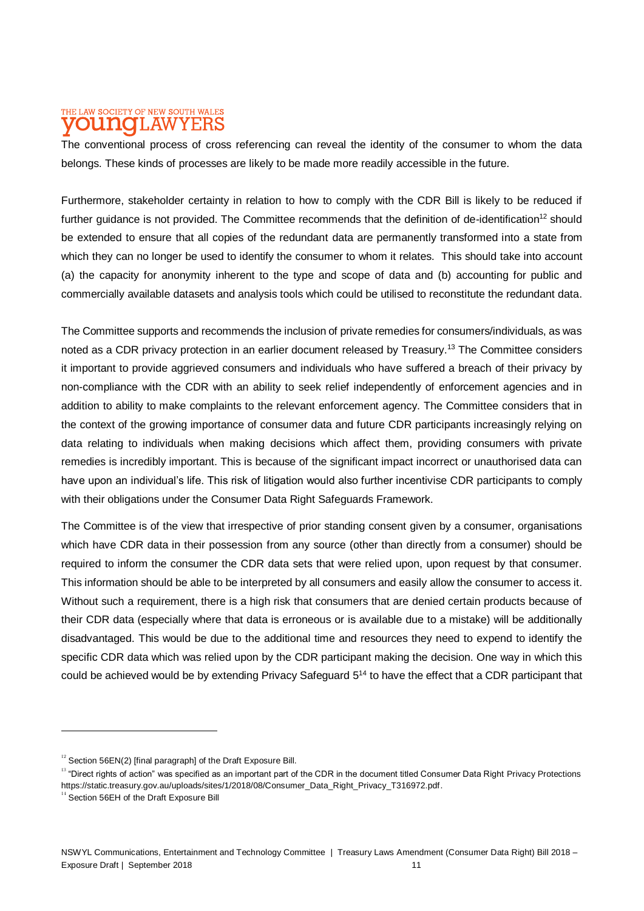The conventional process of cross referencing can reveal the identity of the consumer to whom the data belongs. These kinds of processes are likely to be made more readily accessible in the future.

Furthermore, stakeholder certainty in relation to how to comply with the CDR Bill is likely to be reduced if further guidance is not provided. The Committee recommends that the definition of de-identification[12] should be extended to ensure that all copies of the redundant data are permanently transformed into a state from which they can no longer be used to identify the consumer to whom it relates. This should take into account (a) the capacity for anonymity inherent to the type and scope of data and (b) accounting for public and commercially available datasets and analysis tools which could be utilised to reconstitute the redundant data.

The Committee supports and recommends the inclusion of private remedies for consumers/individuals, as was noted as a CDR privacy protection in an earlier document released by Treasury.[13] The Committee considers it important to provide aggrieved consumers and individuals who have suffered a breach of their privacy by non-compliance with the CDR with an ability to seek relief independently of enforcement agencies and in addition to ability to make complaints to the relevant enforcement agency. The Committee considers that in the context of the growing importance of consumer data and future CDR participants increasingly relying on data relating to individuals when making decisions which affect them, providing consumers with private remedies is incredibly important. This is because of the significant impact incorrect or unauthorised data can have upon an individual's life. This risk of litigation would also further incentivise CDR participants to comply with their obligations under the Consumer Data Right Safeguards Framework.

The Committee is of the view that irrespective of prior standing consent given by a consumer, organisations which have CDR data in their possession from any source (other than directly from a consumer) should be required to inform the consumer the CDR data sets that were relied upon, upon request by that consumer. This information should be able to be interpreted by all consumers and easily allow the consumer to access it. Without such a requirement, there is a high risk that consumers that are denied certain products because of their CDR data (especially where that data is erroneous or is available due to a mistake) will be additionally disadvantaged. This would be due to the additional time and resources they need to expend to identify the specific CDR data which was relied upon by the CDR participant making the decision. One way in which this could be achieved would be by extending Privacy Safeguard 5[14] to have the effect that a CDR participant that

---

[12] Section 56EN(2) [final paragraph] of the Draft Exposure Bill.

[13] "Direct rights of action" was specified as an important part of the CDR in the document titled Consumer Data Right Privacy Protections https://static.treasury.gov.au/uploads/sites/1/2018/08/Consumer_Data_Right_Privacy_T316972.pdf.

[14] Section 56EH of the Draft Exposure Bill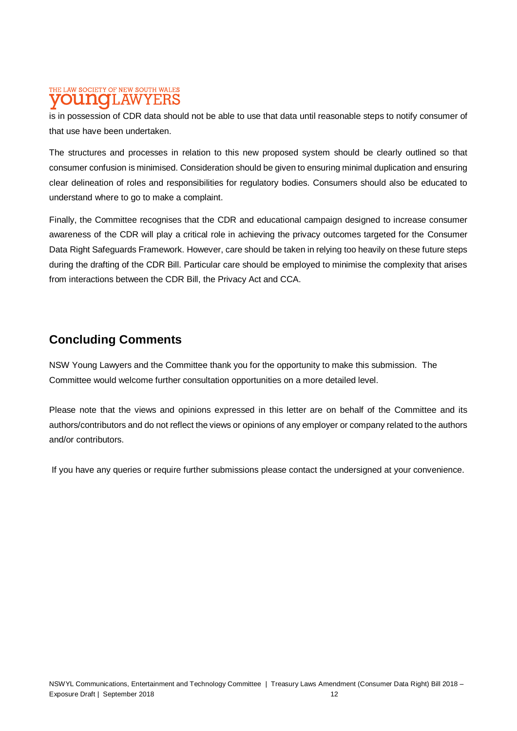is in possession of CDR data should not be able to use that data until reasonable steps to notify consumer of that use have been undertaken.

The structures and processes in relation to this new proposed system should be clearly outlined so that consumer confusion is minimised. Consideration should be given to ensuring minimal duplication and ensuring clear delineation of roles and responsibilities for regulatory bodies. Consumers should also be educated to understand where to go to make a complaint.

Finally, the Committee recognises that the CDR and educational campaign designed to increase consumer awareness of the CDR will play a critical role in achieving the privacy outcomes targeted for the Consumer Data Right Safeguards Framework. However, care should be taken in relying too heavily on these future steps during the drafting of the CDR Bill. Particular care should be employed to minimise the complexity that arises from interactions between the CDR Bill, the Privacy Act and CCA.

## Concluding Comments

NSW Young Lawyers and the Committee thank you for the opportunity to make this submission. The Committee would welcome further consultation opportunities on a more detailed level.

Please note that the views and opinions expressed in this letter are on behalf of the Committee and its authors/contributors and do not reflect the views or opinions of any employer or company related to the authors and/or contributors.

If you have any queries or require further submissions please contact the undersigned at your convenience.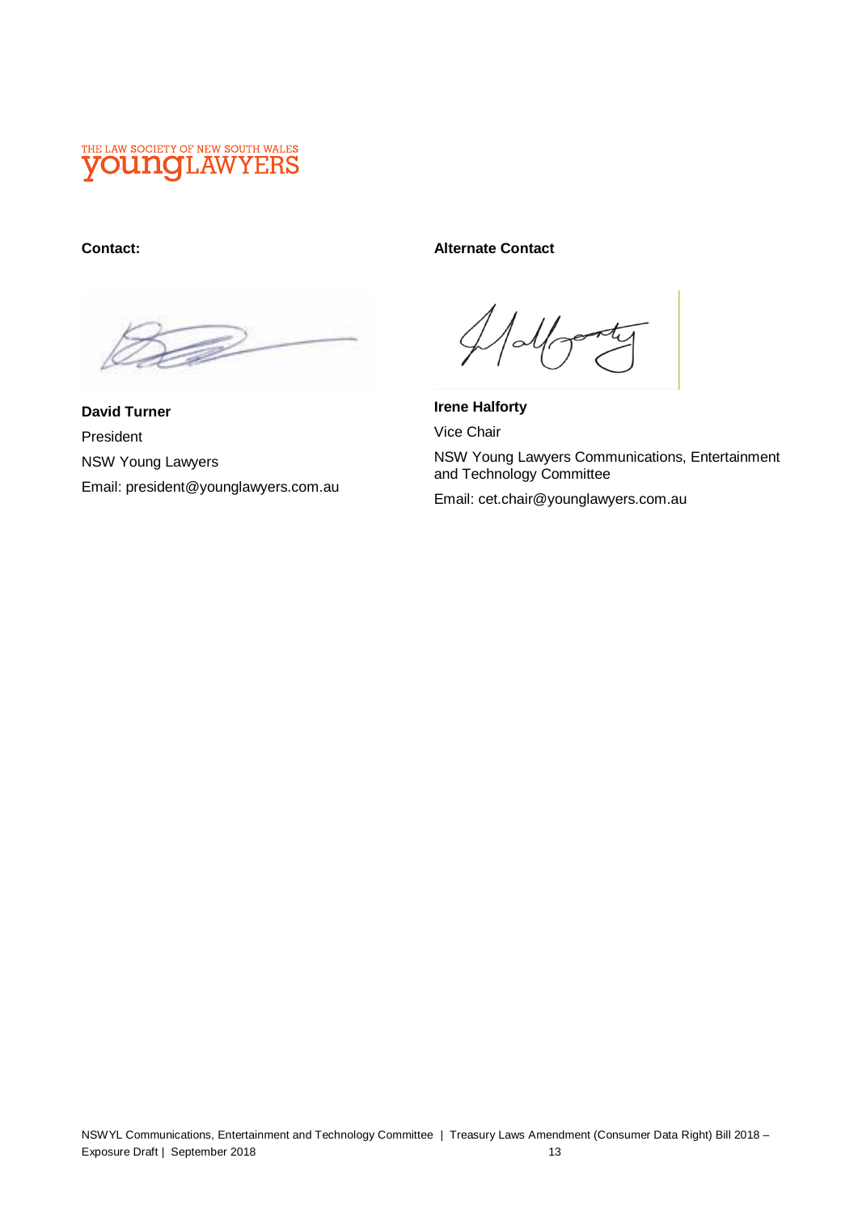THE LAW SOCIETY OF NEW SOUTH WALES
young LAWYERS

**Contact:**

**David Turner**

President

NSW Young Lawyers

Email: president@younglawyers.com.au

**Alternate Contact**

**Irene Halforty**

Vice Chair

NSW Young Lawyers Communications, Entertainment and Technology Committee

Email: cet.chair@younglawyers.com.au